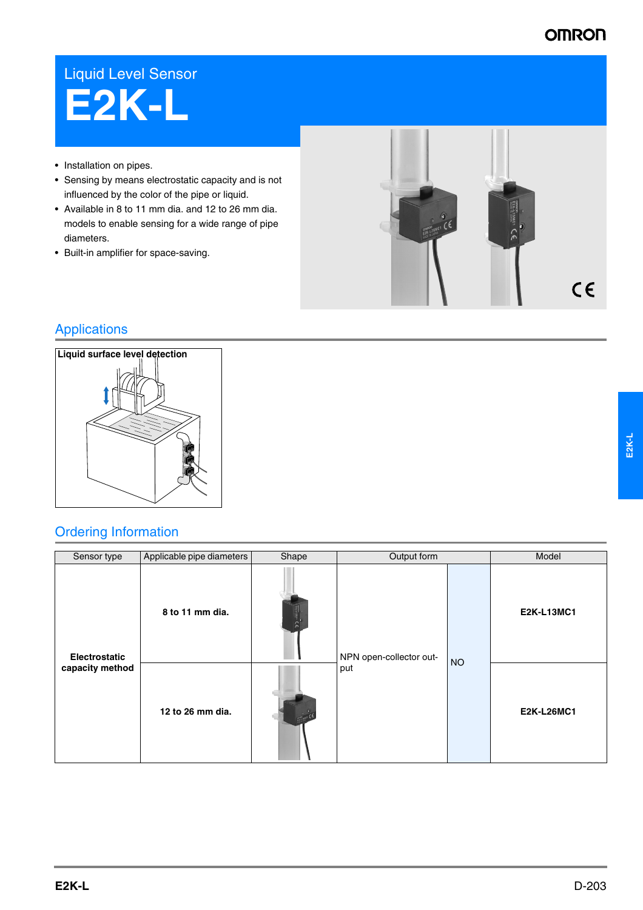Liquid Level Sensor

# E2K-L

- Installation on pipes.
- Sensing by means electrostatic capacity and is not influenced by the color of the pipe or liquid.
- Available in 8 to 11 mm dia. and 12 to 26 mm dia. models to enable sensing for a wide range of pipe diameters.
- Built-in amplifier for space-saving.

## Applications

**Liquid surface level detection**

## Ordering Information

| Sensor type | Applicable pipe diameters | Shape | Output form | | Model |
|---|---|---|---|---|---|
| **Electrostatic capacity method** | **8 to 11 mm dia.** | | NPN open-collector output | NO | **E2K-L13MC1** |
| | **12 to 26 mm dia.** | | | | **E2K-L26MC1** |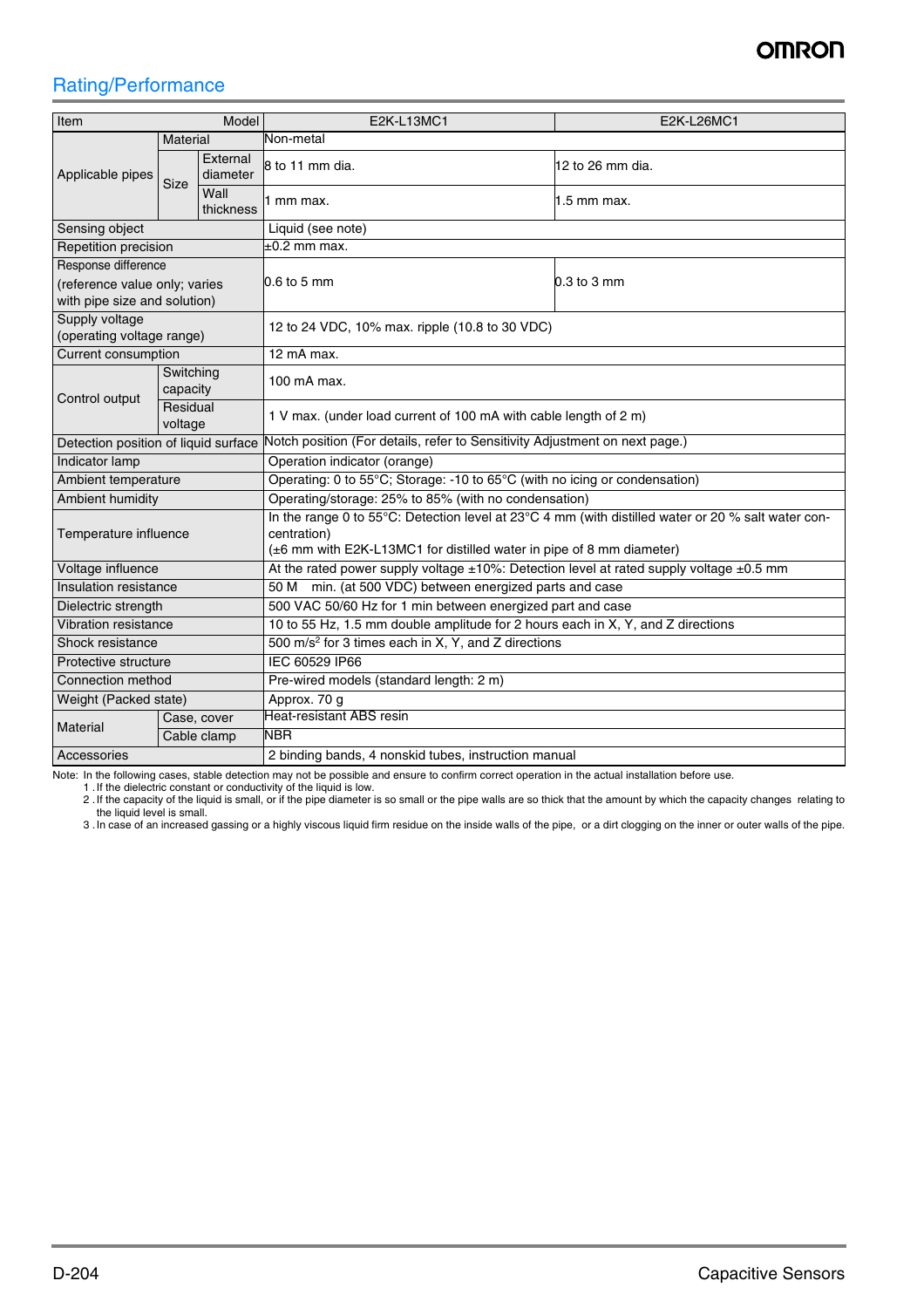## Rating/Performance

| Item | | | E2K-L13MC1 | E2K-L26MC1 |
|---|---|---|---|---|
| Applicable pipes | Material | | Non-metal | |
| | Size | External diameter | 8 to 11 mm dia. | 12 to 26 mm dia. |
| | | Wall thickness | 1 mm max. | 1.5 mm max. |
| Sensing object | | | Liquid (see note) | |
| Repetition precision | | | ±0.2 mm max. | |
| Response difference (reference value only; varies with pipe size and solution) | | | 0.6 to 5 mm | 0.3 to 3 mm |
| Supply voltage (operating voltage range) | | | 12 to 24 VDC, 10% max. ripple (10.8 to 30 VDC) | |
| Current consumption | | | 12 mA max. | |
| Control output | Switching capacity | | 100 mA max. | |
| | Residual voltage | | 1 V max. (under load current of 100 mA with cable length of 2 m) | |
| Detection position of liquid surface | | | Notch position (For details, refer to Sensitivity Adjustment on next page.) | |
| Indicator lamp | | | Operation indicator (orange) | |
| Ambient temperature | | | Operating: 0 to 55°C; Storage: -10 to 65°C (with no icing or condensation) | |
| Ambient humidity | | | Operating/storage: 25% to 85% (with no condensation) | |
| Temperature influence | | | In the range 0 to 55°C: Detection level at 23°C 4 mm (with distilled water or 20 % salt water concentration)<br>(±6 mm with E2K-L13MC1 for distilled water in pipe of 8 mm diameter) | |
| Voltage influence | | | At the rated power supply voltage ±10%: Detection level at rated supply voltage ±0.5 mm | |
| Insulation resistance | | | 50 M min. (at 500 VDC) between energized parts and case | |
| Dielectric strength | | | 500 VAC 50/60 Hz for 1 min between energized part and case | |
| Vibration resistance | | | 10 to 55 Hz, 1.5 mm double amplitude for 2 hours each in X, Y, and Z directions | |
| Shock resistance | | | 500 $m/s^2$ for 3 times each in X, Y, and Z directions | |
| Protective structure | | | IEC 60529 IP66 | |
| Connection method | | | Pre-wired models (standard length: 2 m) | |
| Weight (Packed state) | | | Approx. 70 g | |
| Material | Case, cover | | Heat-resistant ABS resin | |
| | Cable clamp | | NBR | |
| Accessories | | | 2 binding bands, 4 nonskid tubes, instruction manual | |

Note: In the following cases, stable detection may not be possible and ensure to confirm correct operation in the actual installation before use.

1 . If the dielectric constant or conductivity of the liquid is low.

2 . If the capacity of the liquid is small, or if the pipe diameter is so small or the pipe walls are so thick that the amount by which the capacity changes relating to the liquid level is small.

3 . In case of an increased gassing or a highly viscous liquid firm residue on the inside walls of the pipe, or a dirt clogging on the inner or outer walls of the pipe.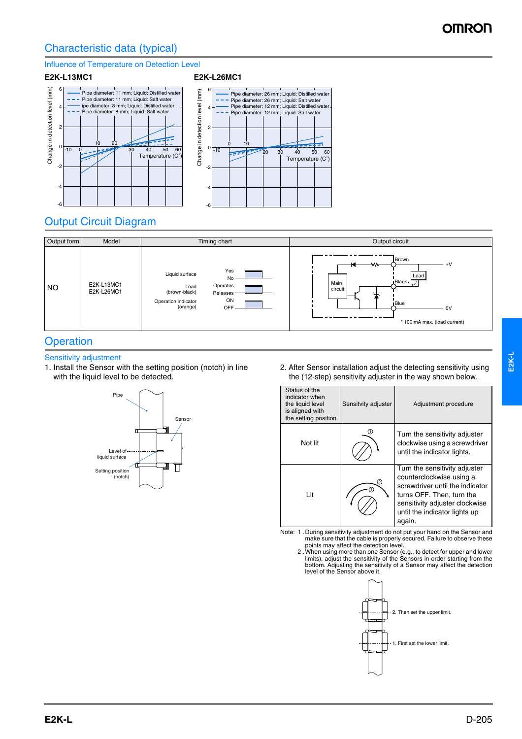## Characteristic data (typical)

### Influence of Temperature on Detection Level

**E2K-L13MC1**

Change in detection level (mm) vs. Temperature (C˚)

- Pipe diameter: 11 mm; Liquid: Distilled water
- Pipe diameter: 11 mm; Liquid: Salt water
- Pipe diameter: 8 mm; Liquid: Distilled water
- Pipe diameter: 8 mm; Liquid: Salt water

**E2K-L26MC1**

Change in detection level (mm) vs. Temperature (C˚)

- Pipe diameter: 26 mm; Liquid: Distilled water
- Pipe diameter: 26 mm; Liquid: Salt water
- Pipe diameter: 12 mm; Liquid: Distilled water
- Pipe diameter: 12 mm; Liquid: Salt water

## Output Circuit Diagram

| Output form | Model | Timing chart | Output circuit |
|---|---|---|---|
| NO | E2K-L13MC1<br>E2K-L26MC1 | Liquid surface: Yes / No<br>Load (brown-black): Operates / Releases<br>Operation indicator (orange): ON / OFF | Main circuit; Brown +V; Black; Load; Blue 0V<br>* 100 mA max. (load current) |

## Operation

### Sensitivity adjustment

1. Install the Sensor with the setting position (notch) in line with the liquid level to be detected.

Pipe; Sensor; Level of liquid surface; Setting position (notch)

2. After Sensor installation adjust the detecting sensitivity using the (12-step) sensitivity adjuster in the way shown below.

| Status of the indicator when the liquid level is aligned with the setting position | Sensitvity adjuster | Adjustment procedure |
|---|---|---|
| Not lit | ① | Turn the sensitivity adjuster clockwise using a screwdriver until the indicator lights. |
| Lit | ① ② | Turn the sensitivity adjuster counterclockwise using a screwdriver until the indicator turns OFF. Then, turn the sensitivity adjuster clockwise until the indicator lights up again. |

Note: 1 . During sensitivity adjustment do not put your hand on the Sensor and make sure that the cable is properly secured. Failure to observe these points may affect the detection level.

2 . When using more than one Sensor (e.g., to detect for upper and lower limits), adjust the sensitivity of the Sensors in order starting from the bottom. Adjusting the sensitivity of a Sensor may affect the detection level of the Sensor above it.

2. Then set the upper limit.

1. First set the lower limit.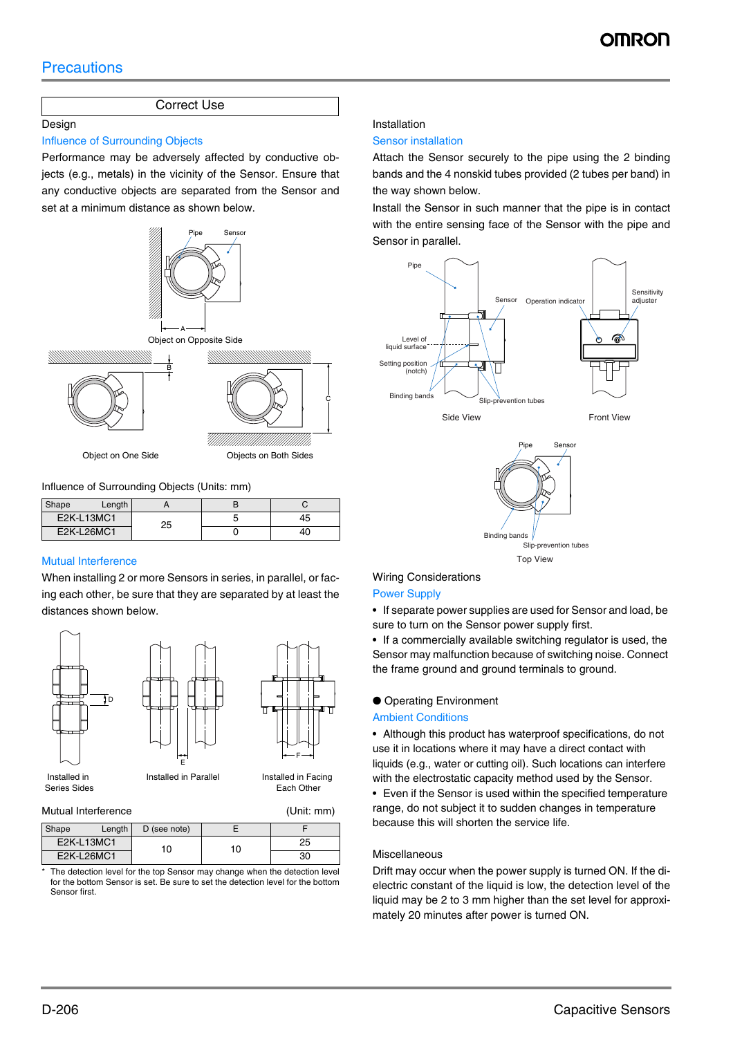## Precautions

### Correct Use

**Design**

**Influence of Surrounding Objects**

Performance may be adversely affected by conductive objects (e.g., metals) in the vicinity of the Sensor. Ensure that any conductive objects are separated from the Sensor and set at a minimum distance as shown below.

Pipe Sensor

Object on Opposite Side

Object on One Side

Objects on Both Sides

Influence of Surrounding Objects (Units: mm)

| Shape Length | A | B | C |
|---|---|---|---|
| E2K-L13MC1 | 25 | 5 | 45 |
| E2K-L26MC1 | | 0 | 40 |

**Mutual Interference**

When installing 2 or more Sensors in series, in parallel, or facing each other, be sure that they are separated by at least the distances shown below.

Installed in Series Sides

Installed in Parallel

Installed in Facing Each Other

Mutual Interference (Unit: mm)

| Shape Length | D (see note) | E | F |
|---|---|---|---|
| E2K-L13MC1 | 10 | 10 | 25 |
| E2K-L26MC1 | | | 30 |

* The detection level for the top Sensor may change when the detection level for the bottom Sensor is set. Be sure to set the detection level for the bottom Sensor first.

**Installation**

**Sensor installation**

Attach the Sensor securely to the pipe using the 2 binding bands and the 4 nonskid tubes provided (2 tubes per band) in the way shown below.

Install the Sensor in such manner that the pipe is in contact with the entire sensing face of the Sensor with the pipe and Sensor in parallel.

Pipe, Sensor, Operation indicator, Sensitivity adjuster, Level of liquid surface, Setting position (notch), Binding bands, Slip-prevention tubes

Side View

Front View

Pipe, Sensor, Binding bands, Slip-prevention tubes

Top View

**Wiring Considerations**

**Power Supply**

- If separate power supplies are used for Sensor and load, be sure to turn on the Sensor power supply first.
- If a commercially available switching regulator is used, the Sensor may malfunction because of switching noise. Connect the frame ground and ground terminals to ground.

● **Operating Environment**

**Ambient Conditions**

- Although this product has waterproof specifications, do not use it in locations where it may have a direct contact with liquids (e.g., water or cutting oil). Such locations can interfere with the electrostatic capacity method used by the Sensor.
- Even if the Sensor is used within the specified temperature range, do not subject it to sudden changes in temperature because this will shorten the service life.

**Miscellaneous**

Drift may occur when the power supply is turned ON. If the dielectric constant of the liquid is low, the detection level of the liquid may be 2 to 3 mm higher than the set level for approximately 20 minutes after power is turned ON.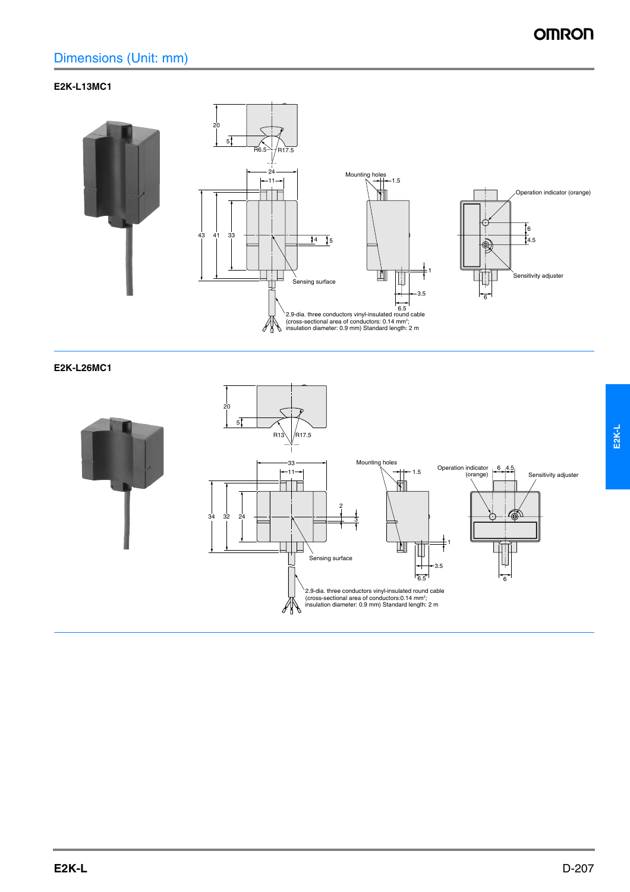## Dimensions (Unit: mm)

### E2K-L13MC1

Mounting holes

Operation indicator (orange)

Sensing surface

Sensitivity adjuster

2.9-dia. three conductors vinyl-insulated round cable (cross-sectional area of conductors: 0.14 mm²; insulation diameter: 0.9 mm) Standard length: 2 m

### E2K-L26MC1

Mounting holes

Operation indicator (orange)

Sensitivity adjuster

Sensing surface

2.9-dia. three conductors vinyl-insulated round cable (cross-sectional area of conductors:0.14 mm²; insulation diameter: 0.9 mm) Standard length: 2 m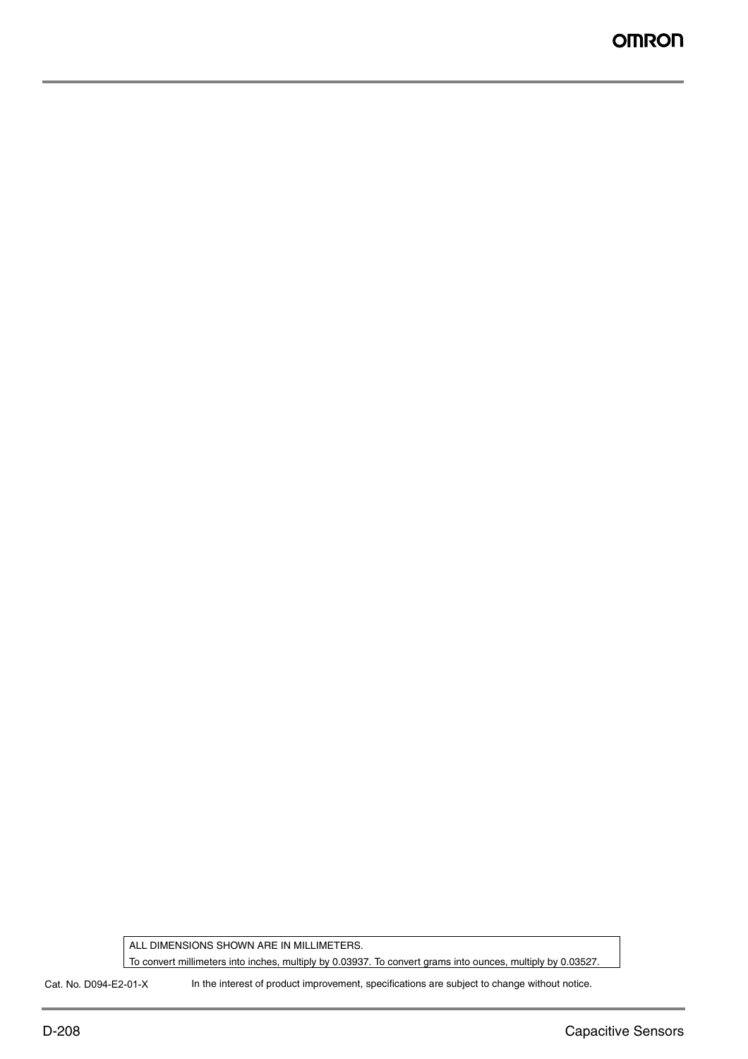ALL DIMENSIONS SHOWN ARE IN MILLIMETERS.

To convert millimeters into inches, multiply by 0.03937. To convert grams into ounces, multiply by 0.03527.

Cat. No. D094-E2-01-X

In the interest of product improvement, specifications are subject to change without notice.